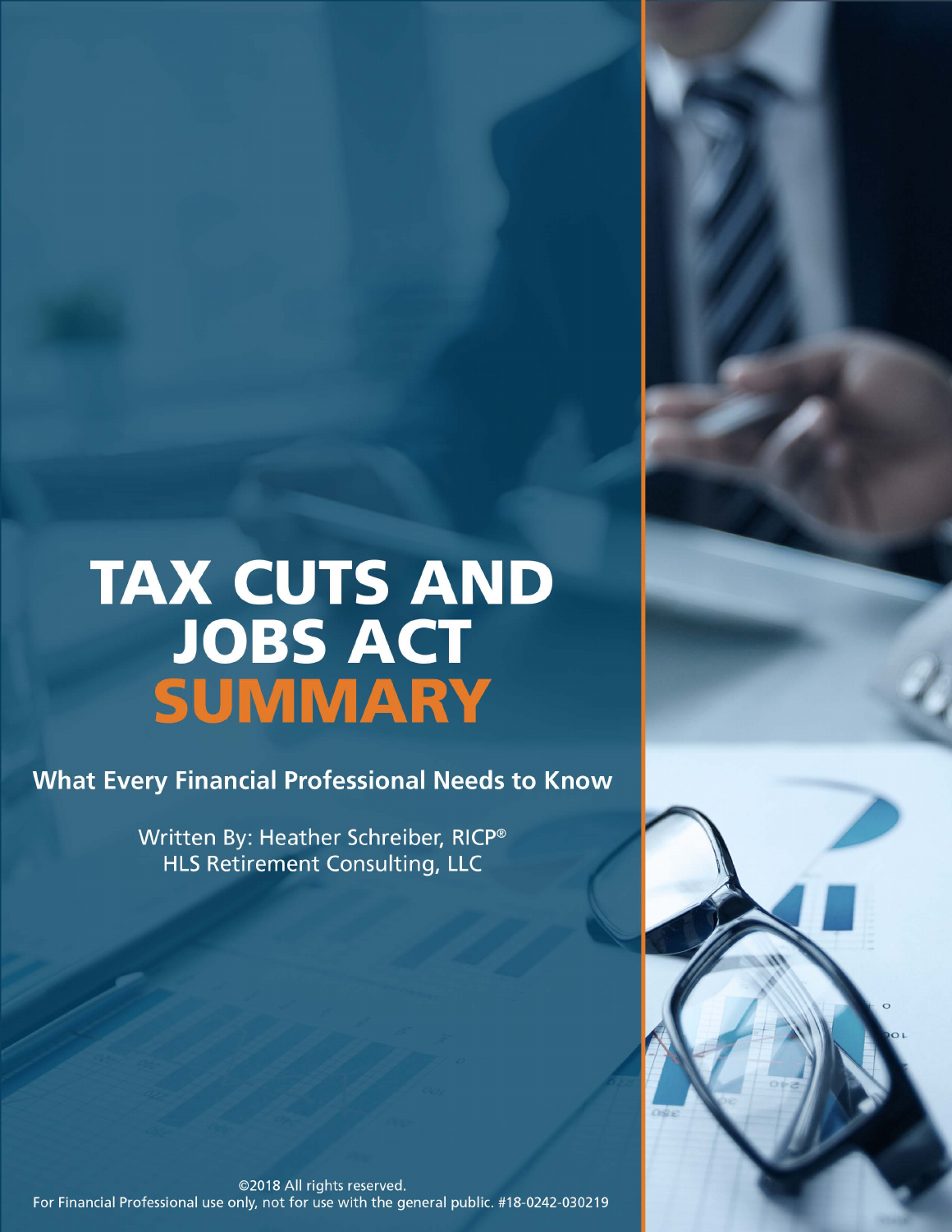# TAX CUTS AND JOBS ACT SUMMARY

## What Every Financial Professional Needs to Know

Written By: Heather Schreiber, RICP®
HLS Retirement Consulting, LLC

©2018 All rights reserved.
For Financial Professional use only, not for use with the general public. #18-0242-030219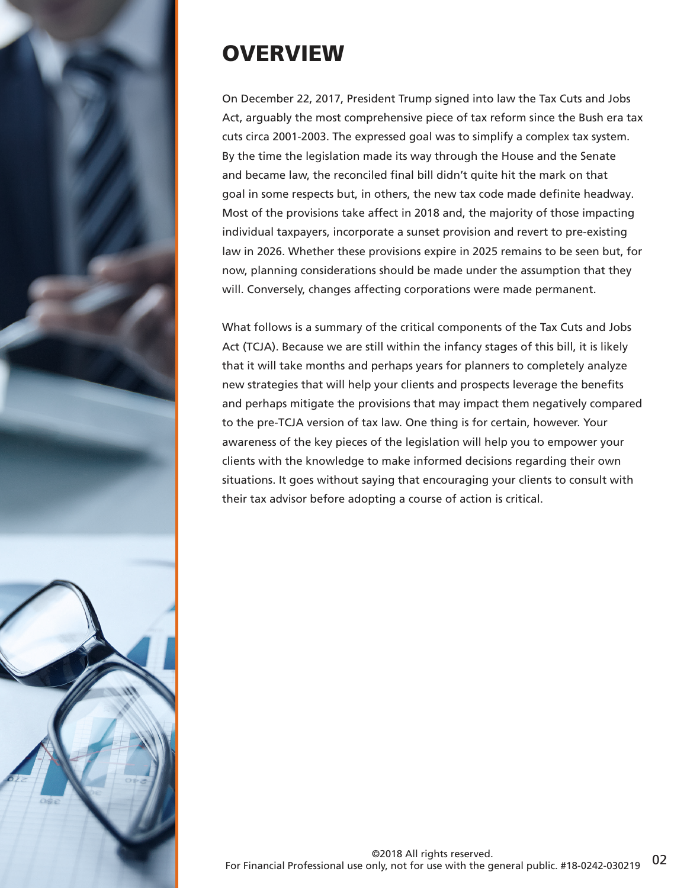# OVERVIEW

On December 22, 2017, President Trump signed into law the Tax Cuts and Jobs Act, arguably the most comprehensive piece of tax reform since the Bush era tax cuts circa 2001-2003. The expressed goal was to simplify a complex tax system. By the time the legislation made its way through the House and the Senate and became law, the reconciled final bill didn't quite hit the mark on that goal in some respects but, in others, the new tax code made definite headway. Most of the provisions take affect in 2018 and, the majority of those impacting individual taxpayers, incorporate a sunset provision and revert to pre-existing law in 2026. Whether these provisions expire in 2025 remains to be seen but, for now, planning considerations should be made under the assumption that they will. Conversely, changes affecting corporations were made permanent.

What follows is a summary of the critical components of the Tax Cuts and Jobs Act (TCJA). Because we are still within the infancy stages of this bill, it is likely that it will take months and perhaps years for planners to completely analyze new strategies that will help your clients and prospects leverage the benefits and perhaps mitigate the provisions that may impact them negatively compared to the pre-TCJA version of tax law. One thing is for certain, however. Your awareness of the key pieces of the legislation will help you to empower your clients with the knowledge to make informed decisions regarding their own situations. It goes without saying that encouraging your clients to consult with their tax advisor before adopting a course of action is critical.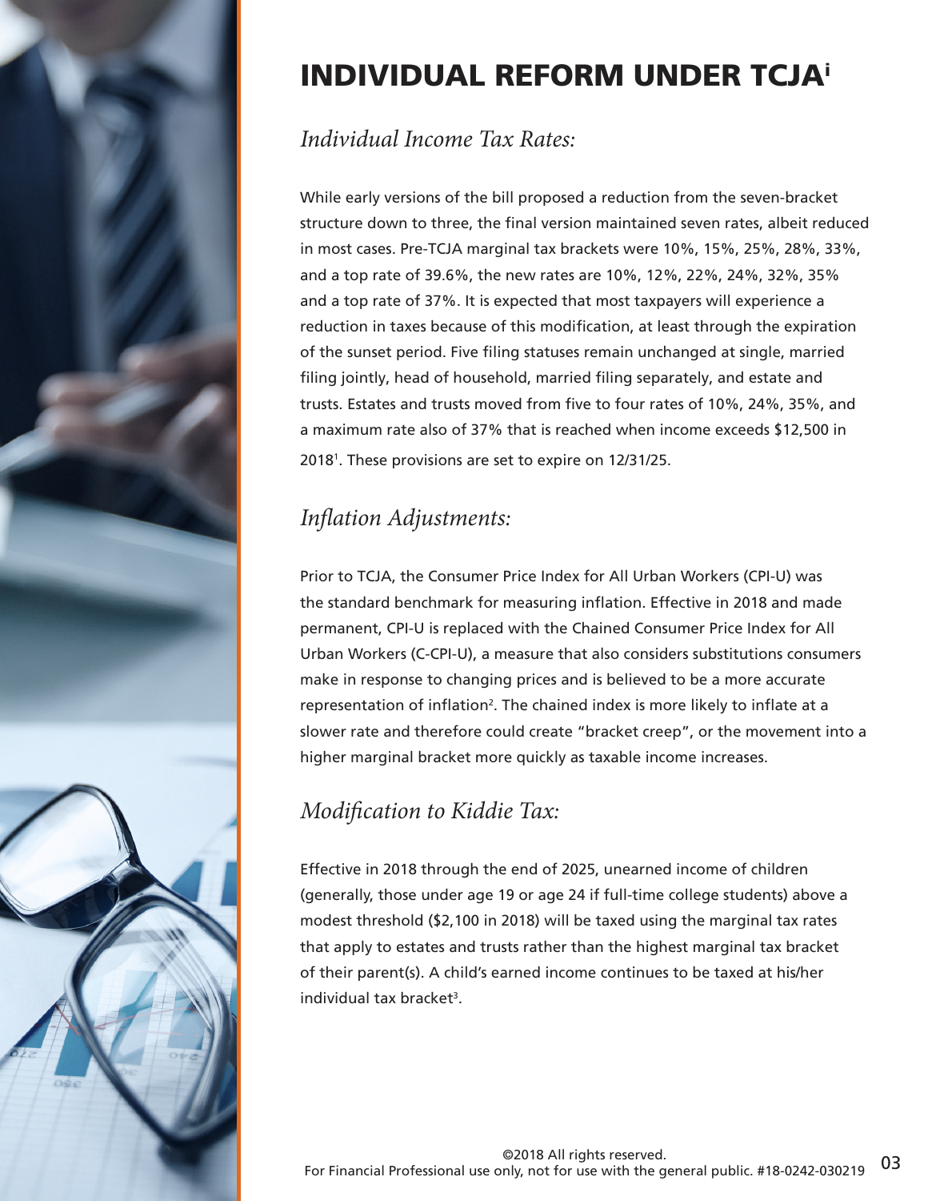# INDIVIDUAL REFORM UNDER TCJA[i]

## *Individual Income Tax Rates:*

While early versions of the bill proposed a reduction from the seven-bracket structure down to three, the final version maintained seven rates, albeit reduced in most cases. Pre-TCJA marginal tax brackets were 10%, 15%, 25%, 28%, 33%, and a top rate of 39.6%, the new rates are 10%, 12%, 22%, 24%, 32%, 35% and a top rate of 37%. It is expected that most taxpayers will experience a reduction in taxes because of this modification, at least through the expiration of the sunset period. Five filing statuses remain unchanged at single, married filing jointly, head of household, married filing separately, and estate and trusts. Estates and trusts moved from five to four rates of 10%, 24%, 35%, and a maximum rate also of 37% that is reached when income exceeds $12,500 in 2018[1]. These provisions are set to expire on 12/31/25.

## *Inflation Adjustments:*

Prior to TCJA, the Consumer Price Index for All Urban Workers (CPI-U) was the standard benchmark for measuring inflation. Effective in 2018 and made permanent, CPI-U is replaced with the Chained Consumer Price Index for All Urban Workers (C-CPI-U), a measure that also considers substitutions consumers make in response to changing prices and is believed to be a more accurate representation of inflation[2]. The chained index is more likely to inflate at a slower rate and therefore could create "bracket creep", or the movement into a higher marginal bracket more quickly as taxable income increases.

## *Modification to Kiddie Tax:*

Effective in 2018 through the end of 2025, unearned income of children (generally, those under age 19 or age 24 if full-time college students) above a modest threshold ($2,100 in 2018) will be taxed using the marginal tax rates that apply to estates and trusts rather than the highest marginal tax bracket of their parent(s). A child's earned income continues to be taxed at his/her individual tax bracket[3].

©2018 All rights reserved.
For Financial Professional use only, not for use with the general public. #18-0242-030219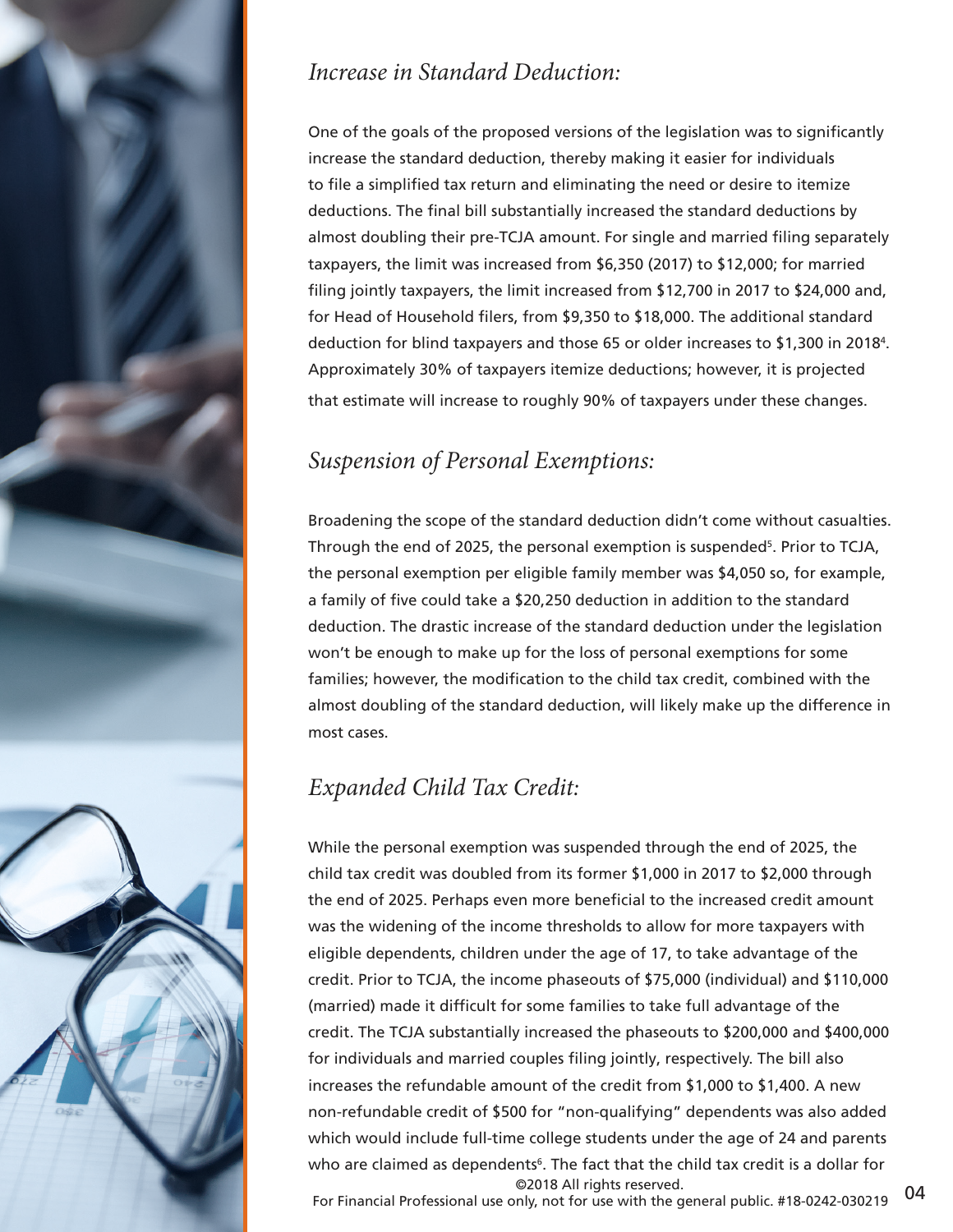## *Increase in Standard Deduction:*

One of the goals of the proposed versions of the legislation was to significantly increase the standard deduction, thereby making it easier for individuals to file a simplified tax return and eliminating the need or desire to itemize deductions. The final bill substantially increased the standard deductions by almost doubling their pre-TCJA amount. For single and married filing separately taxpayers, the limit was increased from $6,350 (2017) to $12,000; for married filing jointly taxpayers, the limit increased from $12,700 in 2017 to $24,000 and, for Head of Household filers, from $9,350 to $18,000. The additional standard deduction for blind taxpayers and those 65 or older increases to $1,300 in 2018[4]. Approximately 30% of taxpayers itemize deductions; however, it is projected that estimate will increase to roughly 90% of taxpayers under these changes.

## *Suspension of Personal Exemptions:*

Broadening the scope of the standard deduction didn't come without casualties. Through the end of 2025, the personal exemption is suspended[5]. Prior to TCJA, the personal exemption per eligible family member was $4,050 so, for example, a family of five could take a $20,250 deduction in addition to the standard deduction. The drastic increase of the standard deduction under the legislation won't be enough to make up for the loss of personal exemptions for some families; however, the modification to the child tax credit, combined with the almost doubling of the standard deduction, will likely make up the difference in most cases.

## *Expanded Child Tax Credit:*

While the personal exemption was suspended through the end of 2025, the child tax credit was doubled from its former $1,000 in 2017 to $2,000 through the end of 2025. Perhaps even more beneficial to the increased credit amount was the widening of the income thresholds to allow for more taxpayers with eligible dependents, children under the age of 17, to take advantage of the credit. Prior to TCJA, the income phaseouts of $75,000 (individual) and $110,000 (married) made it difficult for some families to take full advantage of the credit. The TCJA substantially increased the phaseouts to $200,000 and $400,000 for individuals and married couples filing jointly, respectively. The bill also increases the refundable amount of the credit from $1,000 to $1,400. A new non-refundable credit of $500 for "non-qualifying" dependents was also added which would include full-time college students under the age of 24 and parents who are claimed as dependents[6]. The fact that the child tax credit is a dollar for

©2018 All rights reserved.
For Financial Professional use only, not for use with the general public. #18-0242-030219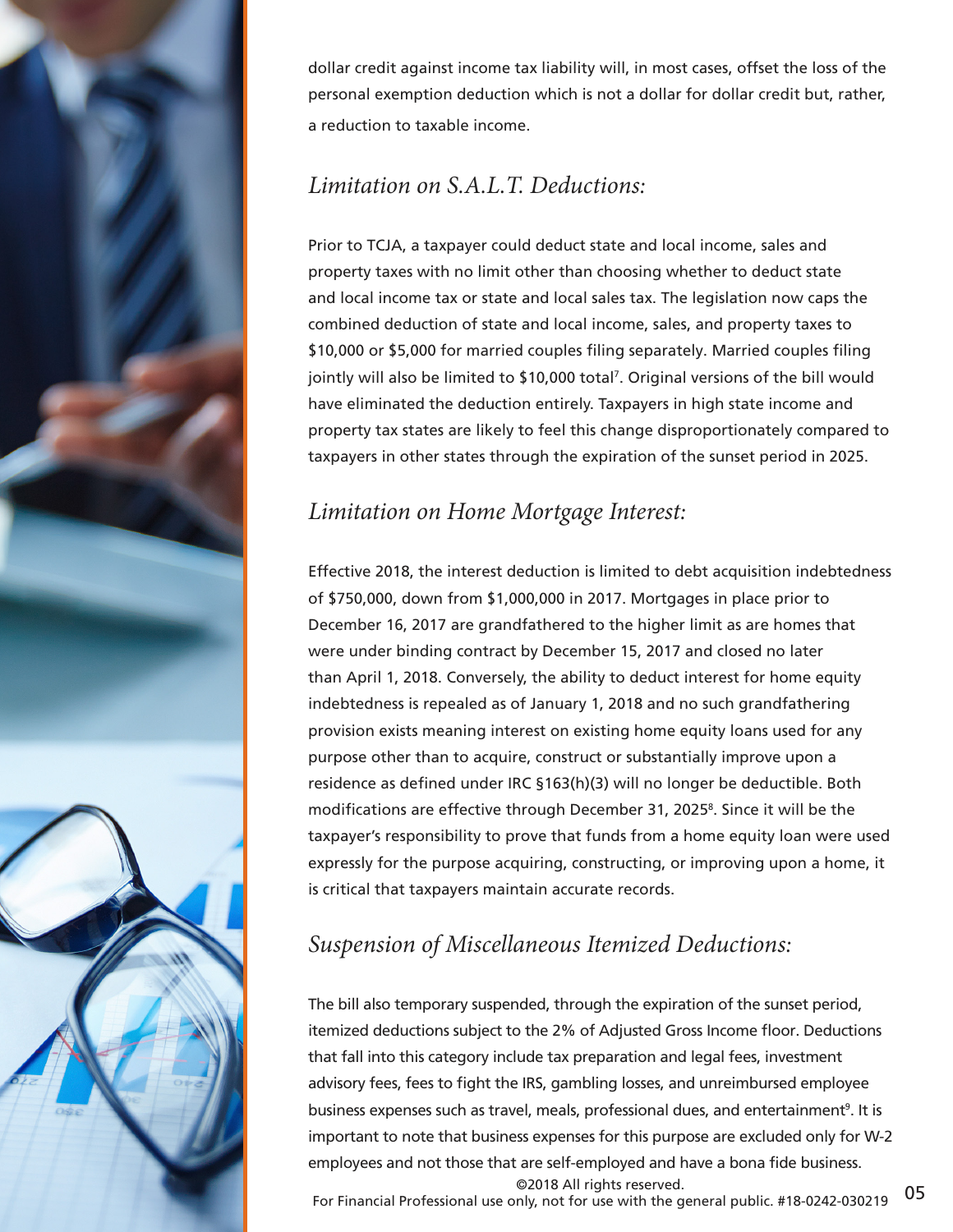dollar credit against income tax liability will, in most cases, offset the loss of the personal exemption deduction which is not a dollar for dollar credit but, rather, a reduction to taxable income.

## *Limitation on S.A.L.T. Deductions:*

Prior to TCJA, a taxpayer could deduct state and local income, sales and property taxes with no limit other than choosing whether to deduct state and local income tax or state and local sales tax. The legislation now caps the combined deduction of state and local income, sales, and property taxes to $10,000 or $5,000 for married couples filing separately. Married couples filing jointly will also be limited to $10,000 total[7]. Original versions of the bill would have eliminated the deduction entirely. Taxpayers in high state income and property tax states are likely to feel this change disproportionately compared to taxpayers in other states through the expiration of the sunset period in 2025.

## *Limitation on Home Mortgage Interest:*

Effective 2018, the interest deduction is limited to debt acquisition indebtedness of $750,000, down from $1,000,000 in 2017. Mortgages in place prior to December 16, 2017 are grandfathered to the higher limit as are homes that were under binding contract by December 15, 2017 and closed no later than April 1, 2018. Conversely, the ability to deduct interest for home equity indebtedness is repealed as of January 1, 2018 and no such grandfathering provision exists meaning interest on existing home equity loans used for any purpose other than to acquire, construct or substantially improve upon a residence as defined under IRC §163(h)(3) will no longer be deductible. Both modifications are effective through December 31, 2025[8]. Since it will be the taxpayer's responsibility to prove that funds from a home equity loan were used expressly for the purpose acquiring, constructing, or improving upon a home, it is critical that taxpayers maintain accurate records.

## *Suspension of Miscellaneous Itemized Deductions:*

The bill also temporary suspended, through the expiration of the sunset period, itemized deductions subject to the 2% of Adjusted Gross Income floor. Deductions that fall into this category include tax preparation and legal fees, investment advisory fees, fees to fight the IRS, gambling losses, and unreimbursed employee business expenses such as travel, meals, professional dues, and entertainment[9]. It is important to note that business expenses for this purpose are excluded only for W-2 employees and not those that are self-employed and have a bona fide business.

©2018 All rights reserved.
For Financial Professional use only, not for use with the general public. #18-0242-030219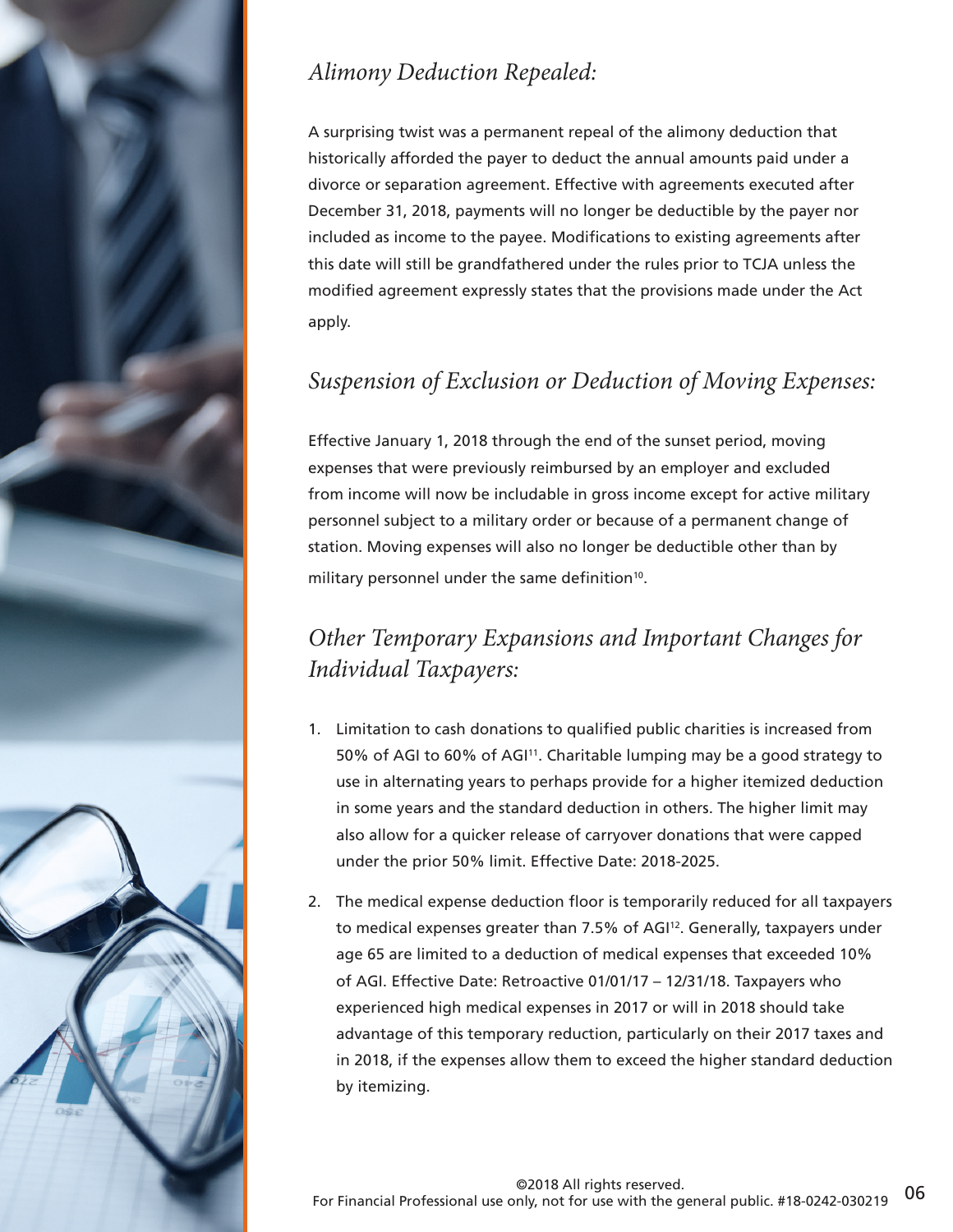### *Alimony Deduction Repealed:*

A surprising twist was a permanent repeal of the alimony deduction that historically afforded the payer to deduct the annual amounts paid under a divorce or separation agreement. Effective with agreements executed after December 31, 2018, payments will no longer be deductible by the payer nor included as income to the payee. Modifications to existing agreements after this date will still be grandfathered under the rules prior to TCJA unless the modified agreement expressly states that the provisions made under the Act apply.

### *Suspension of Exclusion or Deduction of Moving Expenses:*

Effective January 1, 2018 through the end of the sunset period, moving expenses that were previously reimbursed by an employer and excluded from income will now be includable in gross income except for active military personnel subject to a military order or because of a permanent change of station. Moving expenses will also no longer be deductible other than by military personnel under the same definition[10].

### *Other Temporary Expansions and Important Changes for Individual Taxpayers:*

1. Limitation to cash donations to qualified public charities is increased from 50% of AGI to 60% of AGI[11]. Charitable lumping may be a good strategy to use in alternating years to perhaps provide for a higher itemized deduction in some years and the standard deduction in others. The higher limit may also allow for a quicker release of carryover donations that were capped under the prior 50% limit. Effective Date: 2018-2025.
2. The medical expense deduction floor is temporarily reduced for all taxpayers to medical expenses greater than 7.5% of AGI[12]. Generally, taxpayers under age 65 are limited to a deduction of medical expenses that exceeded 10% of AGI. Effective Date: Retroactive 01/01/17 – 12/31/18. Taxpayers who experienced high medical expenses in 2017 or will in 2018 should take advantage of this temporary reduction, particularly on their 2017 taxes and in 2018, if the expenses allow them to exceed the higher standard deduction by itemizing.

©2018 All rights reserved.
For Financial Professional use only, not for use with the general public. #18-0242-030219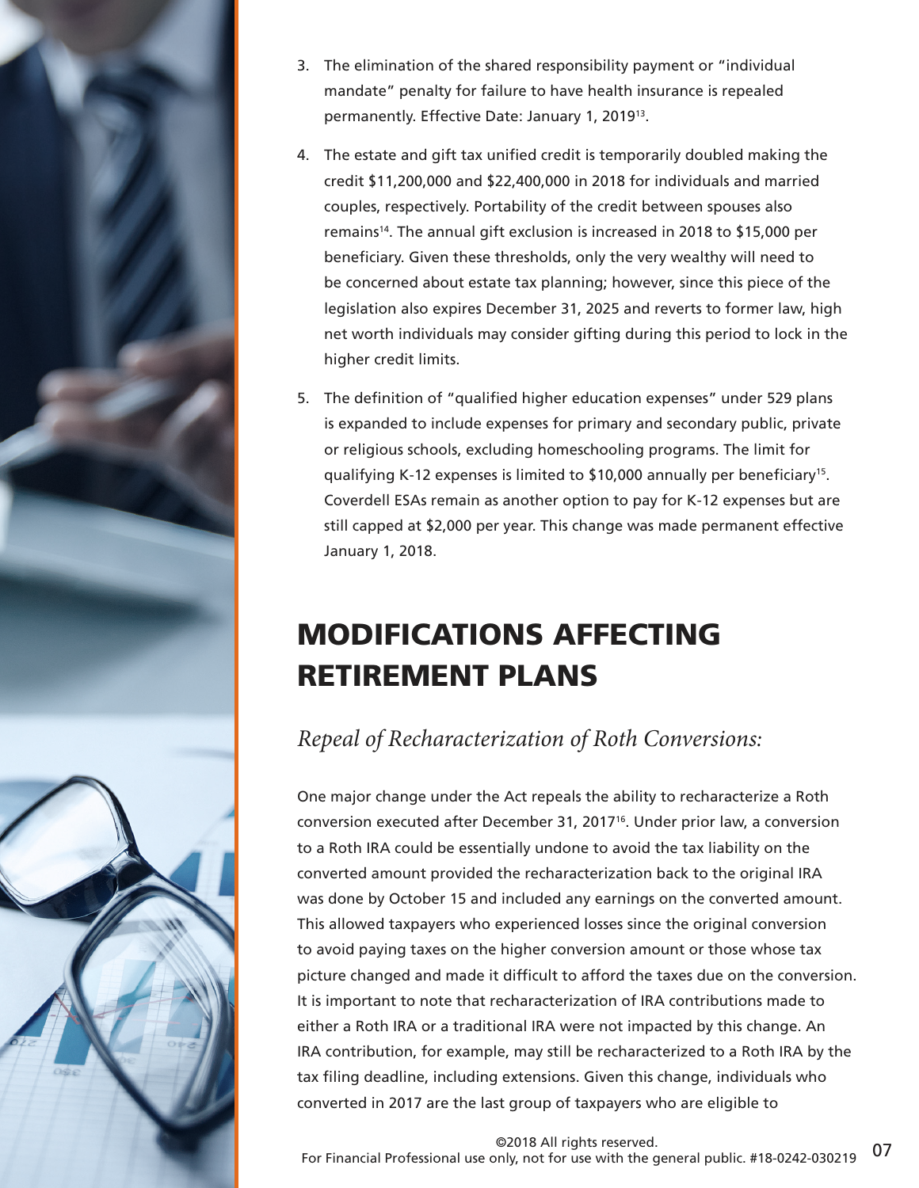3. The elimination of the shared responsibility payment or "individual mandate" penalty for failure to have health insurance is repealed permanently. Effective Date: January 1, 2019[13].

4. The estate and gift tax unified credit is temporarily doubled making the credit $11,200,000 and $22,400,000 in 2018 for individuals and married couples, respectively. Portability of the credit between spouses also remains[14]. The annual gift exclusion is increased in 2018 to $15,000 per beneficiary. Given these thresholds, only the very wealthy will need to be concerned about estate tax planning; however, since this piece of the legislation also expires December 31, 2025 and reverts to former law, high net worth individuals may consider gifting during this period to lock in the higher credit limits.

5. The definition of "qualified higher education expenses" under 529 plans is expanded to include expenses for primary and secondary public, private or religious schools, excluding homeschooling programs. The limit for qualifying K-12 expenses is limited to $10,000 annually per beneficiary[15]. Coverdell ESAs remain as another option to pay for K-12 expenses but are still capped at $2,000 per year. This change was made permanent effective January 1, 2018.

# MODIFICATIONS AFFECTING RETIREMENT PLANS

## *Repeal of Recharacterization of Roth Conversions:*

One major change under the Act repeals the ability to recharacterize a Roth conversion executed after December 31, 2017[16]. Under prior law, a conversion to a Roth IRA could be essentially undone to avoid the tax liability on the converted amount provided the recharacterization back to the original IRA was done by October 15 and included any earnings on the converted amount. This allowed taxpayers who experienced losses since the original conversion to avoid paying taxes on the higher conversion amount or those whose tax picture changed and made it difficult to afford the taxes due on the conversion. It is important to note that recharacterization of IRA contributions made to either a Roth IRA or a traditional IRA were not impacted by this change. An IRA contribution, for example, may still be recharacterized to a Roth IRA by the tax filing deadline, including extensions. Given this change, individuals who converted in 2017 are the last group of taxpayers who are eligible to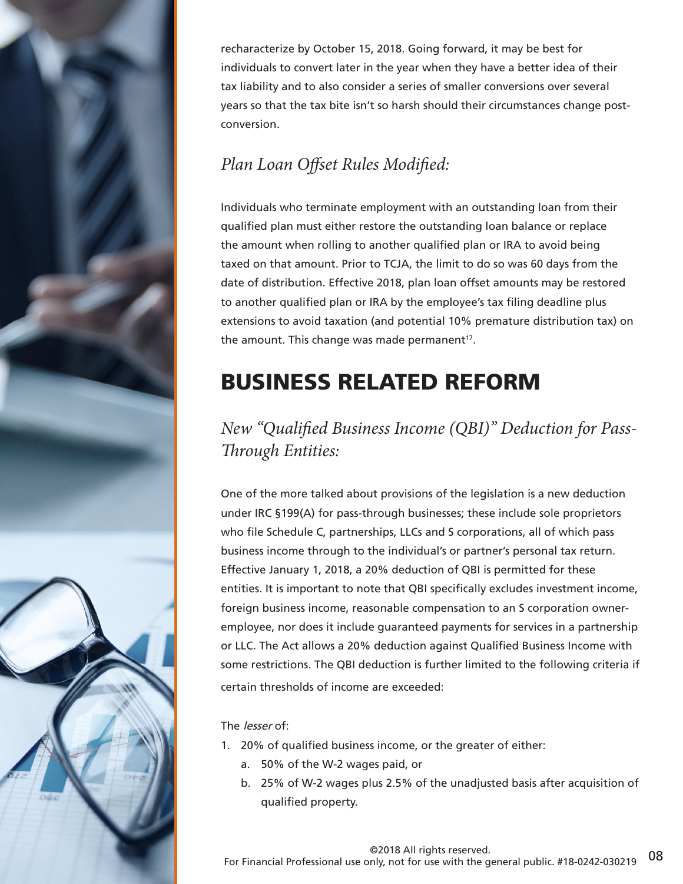recharacterize by October 15, 2018. Going forward, it may be best for individuals to convert later in the year when they have a better idea of their tax liability and to also consider a series of smaller conversions over several years so that the tax bite isn't so harsh should their circumstances change post-conversion.

### *Plan Loan Offset Rules Modified:*

Individuals who terminate employment with an outstanding loan from their qualified plan must either restore the outstanding loan balance or replace the amount when rolling to another qualified plan or IRA to avoid being taxed on that amount. Prior to TCJA, the limit to do so was 60 days from the date of distribution. Effective 2018, plan loan offset amounts may be restored to another qualified plan or IRA by the employee's tax filing deadline plus extensions to avoid taxation (and potential 10% premature distribution tax) on the amount. This change was made permanent[17].

## BUSINESS RELATED REFORM

### *New "Qualified Business Income (QBI)" Deduction for Pass-Through Entities:*

One of the more talked about provisions of the legislation is a new deduction under IRC §199(A) for pass-through businesses; these include sole proprietors who file Schedule C, partnerships, LLCs and S corporations, all of which pass business income through to the individual's or partner's personal tax return. Effective January 1, 2018, a 20% deduction of QBI is permitted for these entities. It is important to note that QBI specifically excludes investment income, foreign business income, reasonable compensation to an S corporation owner-employee, nor does it include guaranteed payments for services in a partnership or LLC. The Act allows a 20% deduction against Qualified Business Income with some restrictions. The QBI deduction is further limited to the following criteria if certain thresholds of income are exceeded:

The *lesser* of:

1. 20% of qualified business income, or the greater of either:
   a. 50% of the W-2 wages paid, or
   b. 25% of W-2 wages plus 2.5% of the unadjusted basis after acquisition of qualified property.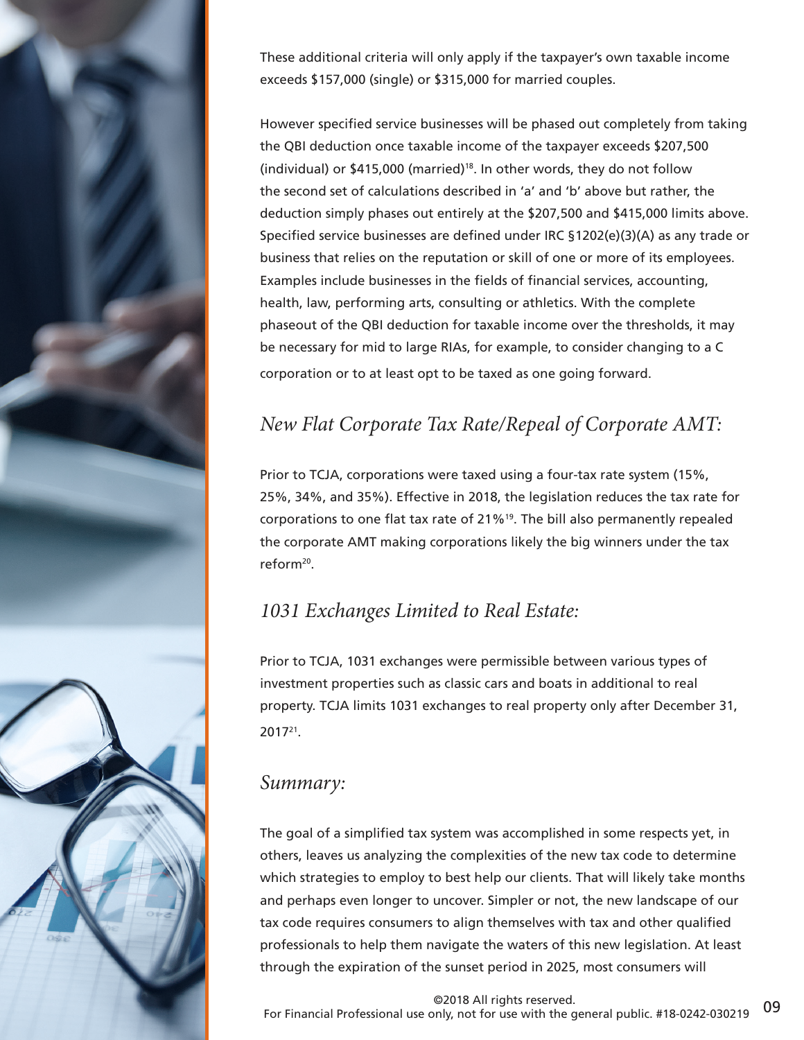These additional criteria will only apply if the taxpayer's own taxable income exceeds $157,000 (single) or $315,000 for married couples.

However specified service businesses will be phased out completely from taking the QBI deduction once taxable income of the taxpayer exceeds $207,500 (individual) or $415,000 (married)[18]. In other words, they do not follow the second set of calculations described in 'a' and 'b' above but rather, the deduction simply phases out entirely at the $207,500 and $415,000 limits above. Specified service businesses are defined under IRC §1202(e)(3)(A) as any trade or business that relies on the reputation or skill of one or more of its employees. Examples include businesses in the fields of financial services, accounting, health, law, performing arts, consulting or athletics. With the complete phaseout of the QBI deduction for taxable income over the thresholds, it may be necessary for mid to large RIAs, for example, to consider changing to a C corporation or to at least opt to be taxed as one going forward.

## *New Flat Corporate Tax Rate/Repeal of Corporate AMT:*

Prior to TCJA, corporations were taxed using a four-tax rate system (15%, 25%, 34%, and 35%). Effective in 2018, the legislation reduces the tax rate for corporations to one flat tax rate of 21%[19]. The bill also permanently repealed the corporate AMT making corporations likely the big winners under the tax reform[20].

## *1031 Exchanges Limited to Real Estate:*

Prior to TCJA, 1031 exchanges were permissible between various types of investment properties such as classic cars and boats in additional to real property. TCJA limits 1031 exchanges to real property only after December 31, 2017[21].

## *Summary:*

The goal of a simplified tax system was accomplished in some respects yet, in others, leaves us analyzing the complexities of the new tax code to determine which strategies to employ to best help our clients. That will likely take months and perhaps even longer to uncover. Simpler or not, the new landscape of our tax code requires consumers to align themselves with tax and other qualified professionals to help them navigate the waters of this new legislation. At least through the expiration of the sunset period in 2025, most consumers will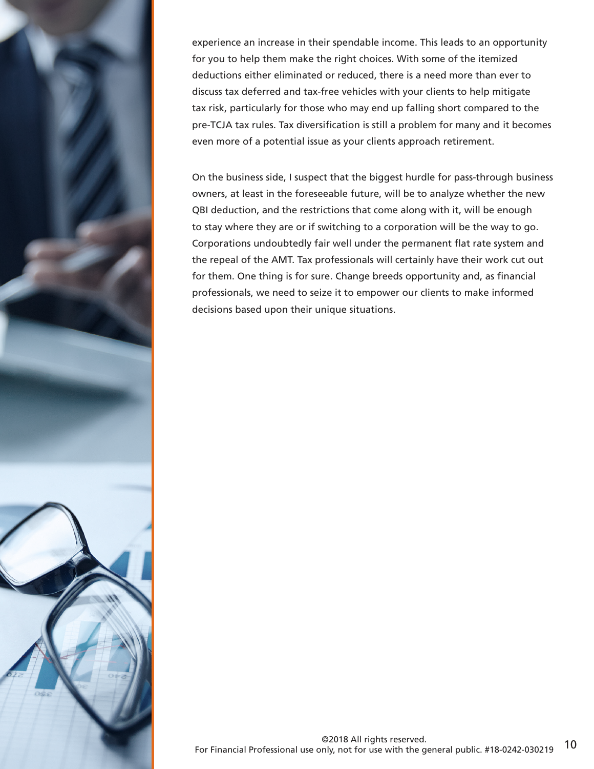experience an increase in their spendable income. This leads to an opportunity for you to help them make the right choices. With some of the itemized deductions either eliminated or reduced, there is a need more than ever to discuss tax deferred and tax-free vehicles with your clients to help mitigate tax risk, particularly for those who may end up falling short compared to the pre-TCJA tax rules. Tax diversification is still a problem for many and it becomes even more of a potential issue as your clients approach retirement.

On the business side, I suspect that the biggest hurdle for pass-through business owners, at least in the foreseeable future, will be to analyze whether the new QBI deduction, and the restrictions that come along with it, will be enough to stay where they are or if switching to a corporation will be the way to go. Corporations undoubtedly fair well under the permanent flat rate system and the repeal of the AMT. Tax professionals will certainly have their work cut out for them. One thing is for sure. Change breeds opportunity and, as financial professionals, we need to seize it to empower our clients to make informed decisions based upon their unique situations.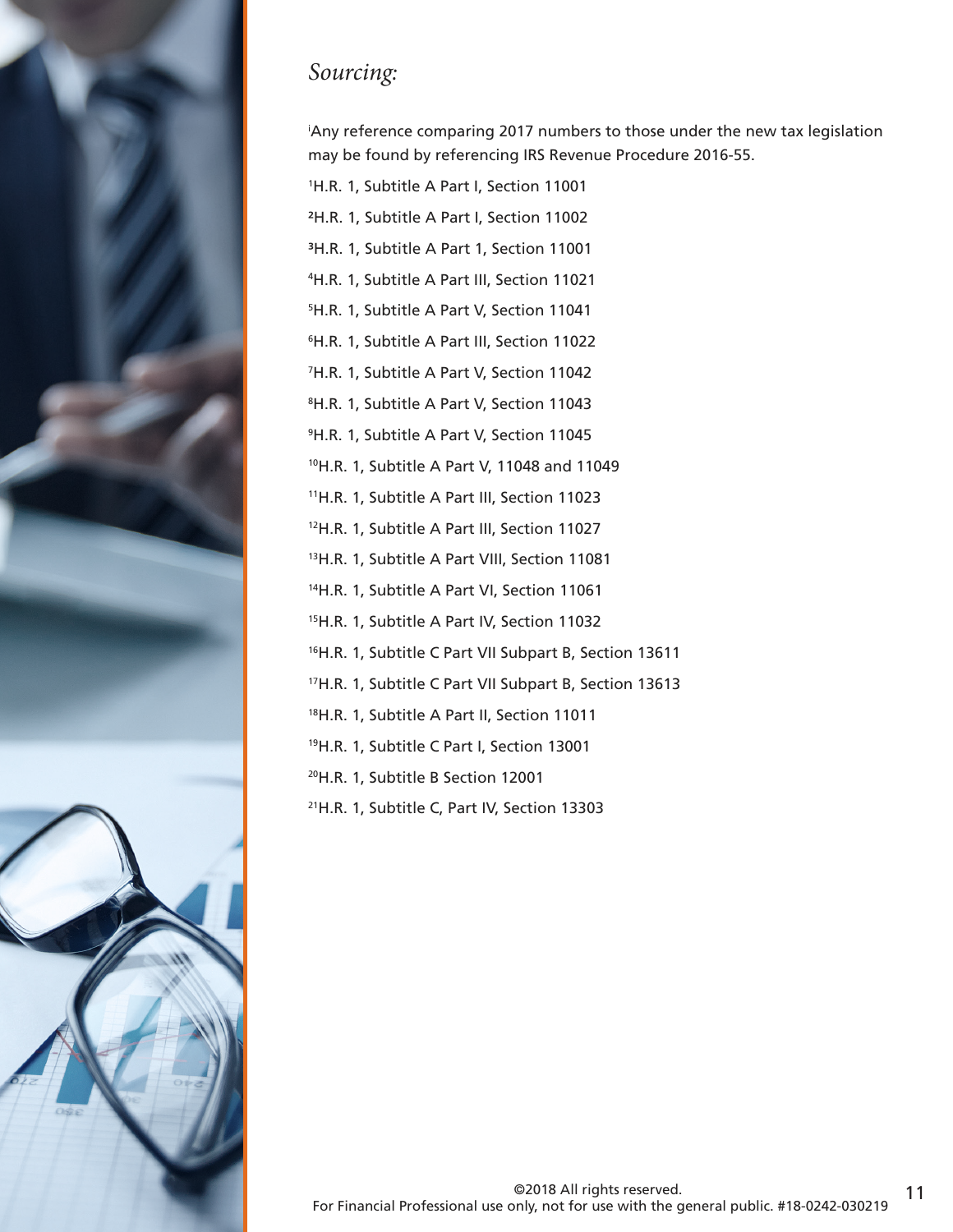*Sourcing:*

[i]Any reference comparing 2017 numbers to those under the new tax legislation may be found by referencing IRS Revenue Procedure 2016-55.

[1]H.R. 1, Subtitle A Part I, Section 11001

[2]H.R. 1, Subtitle A Part I, Section 11002

[3]H.R. 1, Subtitle A Part 1, Section 11001

[4]H.R. 1, Subtitle A Part III, Section 11021

[5]H.R. 1, Subtitle A Part V, Section 11041

[6]H.R. 1, Subtitle A Part III, Section 11022

[7]H.R. 1, Subtitle A Part V, Section 11042

[8]H.R. 1, Subtitle A Part V, Section 11043

[9]H.R. 1, Subtitle A Part V, Section 11045

[10]H.R. 1, Subtitle A Part V, 11048 and 11049

[11]H.R. 1, Subtitle A Part III, Section 11023

[12]H.R. 1, Subtitle A Part III, Section 11027

[13]H.R. 1, Subtitle A Part VIII, Section 11081

[14]H.R. 1, Subtitle A Part VI, Section 11061

[15]H.R. 1, Subtitle A Part IV, Section 11032

[16]H.R. 1, Subtitle C Part VII Subpart B, Section 13611

[17]H.R. 1, Subtitle C Part VII Subpart B, Section 13613

[18]H.R. 1, Subtitle A Part II, Section 11011

[19]H.R. 1, Subtitle C Part I, Section 13001

[20]H.R. 1, Subtitle B Section 12001

[21]H.R. 1, Subtitle C, Part IV, Section 13303

©2018 All rights reserved.
For Financial Professional use only, not for use with the general public. #18-0242-030219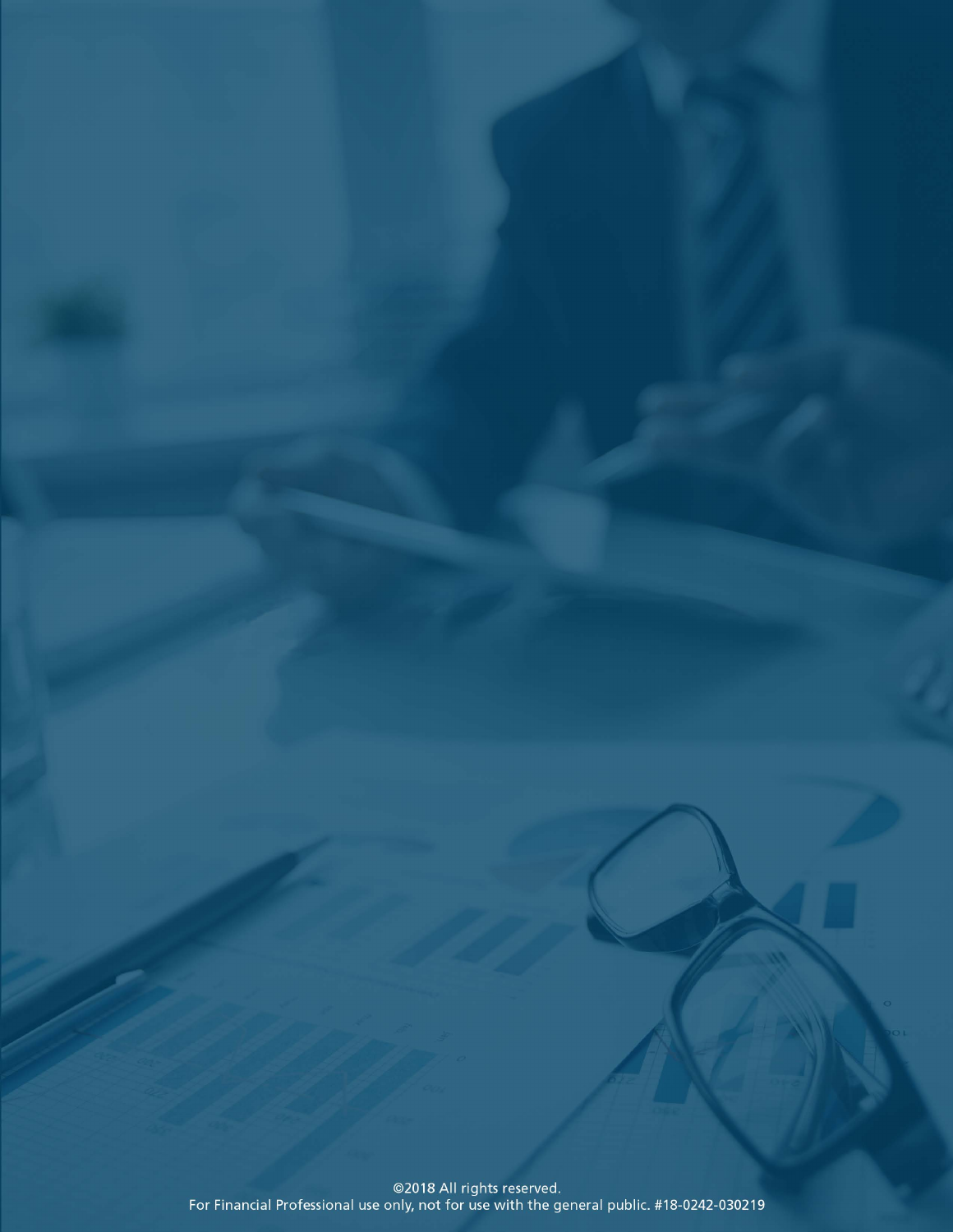©2018 All rights reserved.
For Financial Professional use only, not for use with the general public. #18-0242-030219